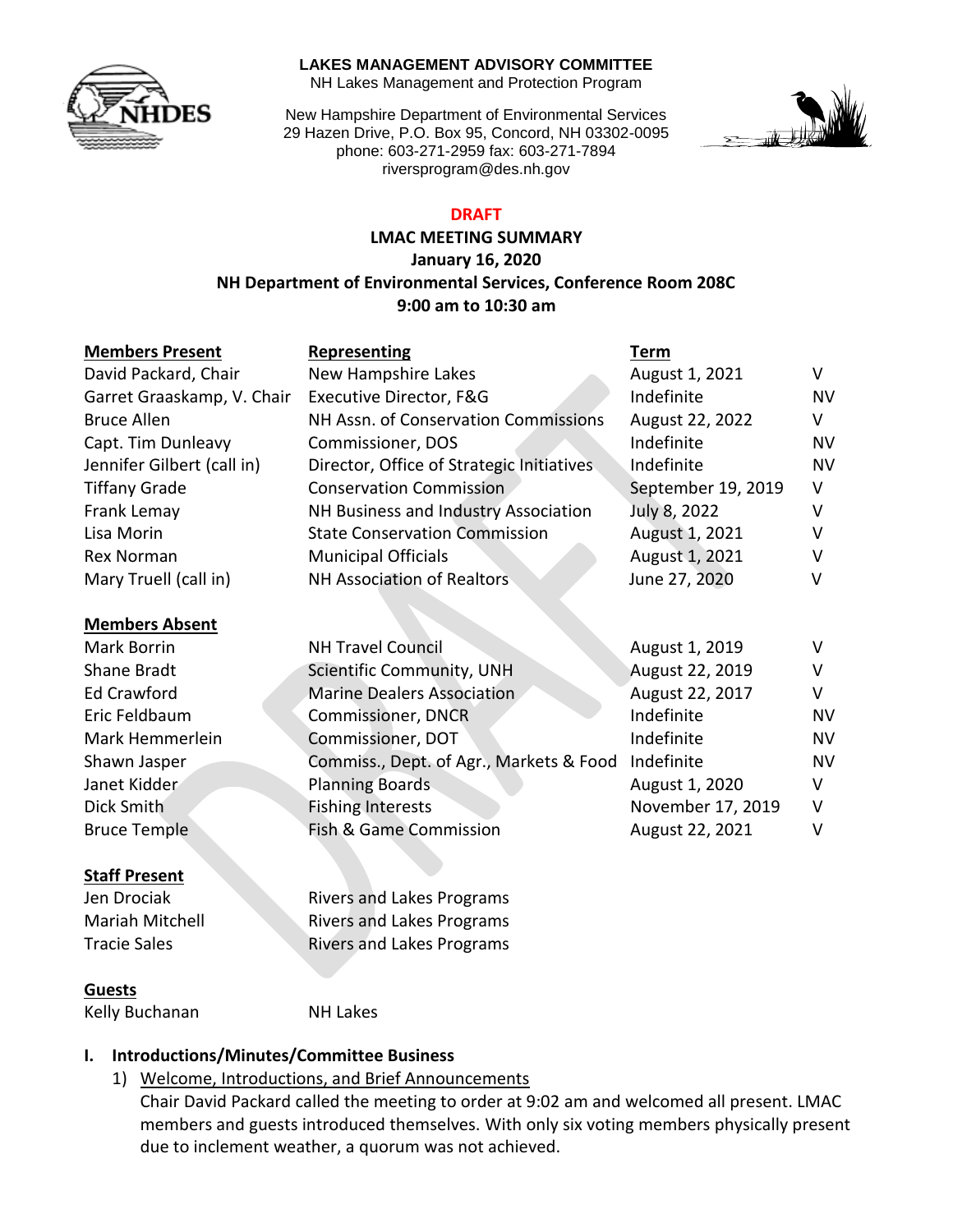**LAKES MANAGEMENT ADVISORY COMMITTEE**
NH Lakes Management and Protection Program

New Hampshire Department of Environmental Services
29 Hazen Drive, P.O. Box 95, Concord, NH 03302-0095
phone: 603-271-2959 fax: 603-271-7894
riversprogram@des.nh.gov

**DRAFT**

**LMAC MEETING SUMMARY**
**January 16, 2020**
**NH Department of Environmental Services, Conference Room 208C**
**9:00 am to 10:30 am**

| **Members Present** | **Representing** | **Term** | |
|---|---|---|---|
| David Packard, Chair | New Hampshire Lakes | August 1, 2021 | V |
| Garret Graaskamp, V. Chair | Executive Director, F&G | Indefinite | NV |
| Bruce Allen | NH Assn. of Conservation Commissions | August 22, 2022 | V |
| Capt. Tim Dunleavy | Commissioner, DOS | Indefinite | NV |
| Jennifer Gilbert (call in) | Director, Office of Strategic Initiatives | Indefinite | NV |
| Tiffany Grade | Conservation Commission | September 19, 2019 | V |
| Frank Lemay | NH Business and Industry Association | July 8, 2022 | V |
| Lisa Morin | State Conservation Commission | August 1, 2021 | V |
| Rex Norman | Municipal Officials | August 1, 2021 | V |
| Mary Truell (call in) | NH Association of Realtors | June 27, 2020 | V |

| **Members Absent** | | | |
|---|---|---|---|
| Mark Borrin | NH Travel Council | August 1, 2019 | V |
| Shane Bradt | Scientific Community, UNH | August 22, 2019 | V |
| Ed Crawford | Marine Dealers Association | August 22, 2017 | V |
| Eric Feldbaum | Commissioner, DNCR | Indefinite | NV |
| Mark Hemmerlein | Commissioner, DOT | Indefinite | NV |
| Shawn Jasper | Commiss., Dept. of Agr., Markets & Food | Indefinite | NV |
| Janet Kidder | Planning Boards | August 1, 2020 | V |
| Dick Smith | Fishing Interests | November 17, 2019 | V |
| Bruce Temple | Fish & Game Commission | August 22, 2021 | V |

| **Staff Present** | |
|---|---|
| Jen Drociak | Rivers and Lakes Programs |
| Mariah Mitchell | Rivers and Lakes Programs |
| Tracie Sales | Rivers and Lakes Programs |

| **Guests** | |
|---|---|
| Kelly Buchanan | NH Lakes |

## I. Introductions/Minutes/Committee Business

1) Welcome, Introductions, and Brief Announcements
   Chair David Packard called the meeting to order at 9:02 am and welcomed all present. LMAC members and guests introduced themselves. With only six voting members physically present due to inclement weather, a quorum was not achieved.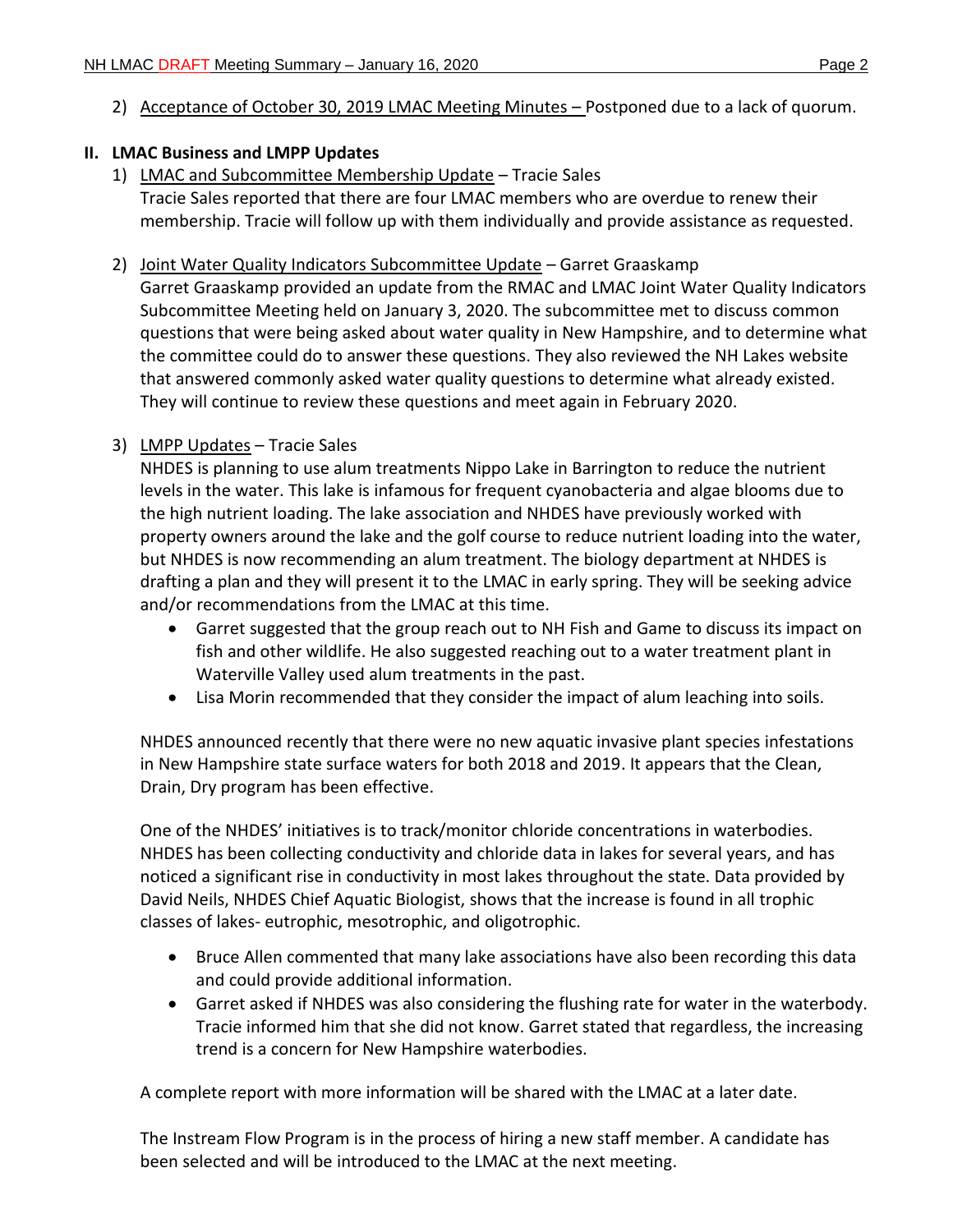2) Acceptance of October 30, 2019 LMAC Meeting Minutes – Postponed due to a lack of quorum.

## II. LMAC Business and LMPP Updates

1) LMAC and Subcommittee Membership Update – Tracie Sales

   Tracie Sales reported that there are four LMAC members who are overdue to renew their membership. Tracie will follow up with them individually and provide assistance as requested.

2) Joint Water Quality Indicators Subcommittee Update – Garret Graaskamp

   Garret Graaskamp provided an update from the RMAC and LMAC Joint Water Quality Indicators Subcommittee Meeting held on January 3, 2020. The subcommittee met to discuss common questions that were being asked about water quality in New Hampshire, and to determine what the committee could do to answer these questions. They also reviewed the NH Lakes website that answered commonly asked water quality questions to determine what already existed. They will continue to review these questions and meet again in February 2020.

3) LMPP Updates – Tracie Sales

   NHDES is planning to use alum treatments Nippo Lake in Barrington to reduce the nutrient levels in the water. This lake is infamous for frequent cyanobacteria and algae blooms due to the high nutrient loading. The lake association and NHDES have previously worked with property owners around the lake and the golf course to reduce nutrient loading into the water, but NHDES is now recommending an alum treatment. The biology department at NHDES is drafting a plan and they will present it to the LMAC in early spring. They will be seeking advice and/or recommendations from the LMAC at this time.

   - Garret suggested that the group reach out to NH Fish and Game to discuss its impact on fish and other wildlife. He also suggested reaching out to a water treatment plant in Waterville Valley used alum treatments in the past.
   - Lisa Morin recommended that they consider the impact of alum leaching into soils.

   NHDES announced recently that there were no new aquatic invasive plant species infestations in New Hampshire state surface waters for both 2018 and 2019. It appears that the Clean, Drain, Dry program has been effective.

   One of the NHDES' initiatives is to track/monitor chloride concentrations in waterbodies. NHDES has been collecting conductivity and chloride data in lakes for several years, and has noticed a significant rise in conductivity in most lakes throughout the state. Data provided by David Neils, NHDES Chief Aquatic Biologist, shows that the increase is found in all trophic classes of lakes- eutrophic, mesotrophic, and oligotrophic.

   - Bruce Allen commented that many lake associations have also been recording this data and could provide additional information.
   - Garret asked if NHDES was also considering the flushing rate for water in the waterbody. Tracie informed him that she did not know. Garret stated that regardless, the increasing trend is a concern for New Hampshire waterbodies.

   A complete report with more information will be shared with the LMAC at a later date.

   The Instream Flow Program is in the process of hiring a new staff member. A candidate has been selected and will be introduced to the LMAC at the next meeting.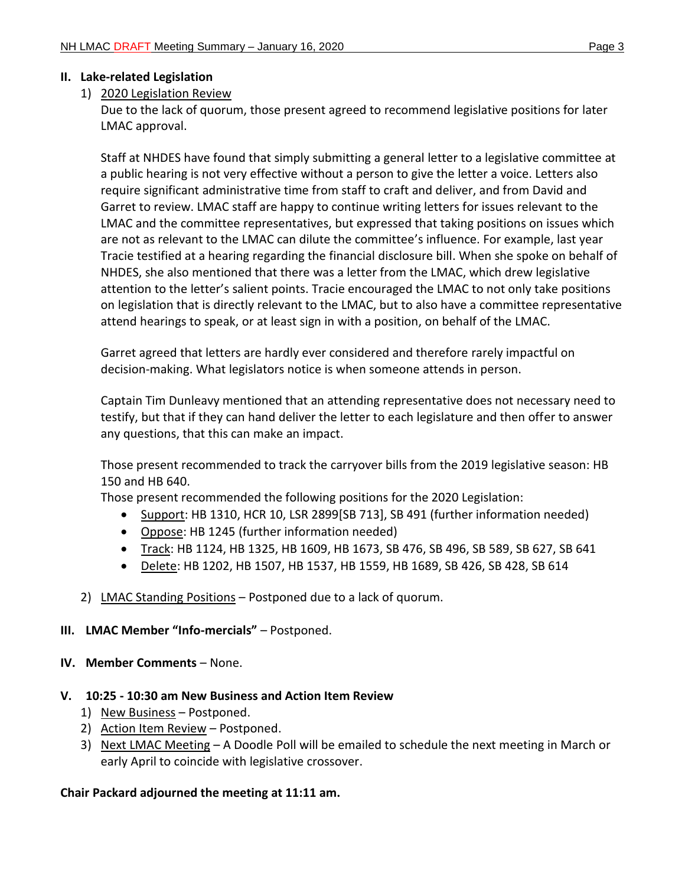## II. Lake-related Legislation

1) 2020 Legislation Review

   Due to the lack of quorum, those present agreed to recommend legislative positions for later LMAC approval.

   Staff at NHDES have found that simply submitting a general letter to a legislative committee at a public hearing is not very effective without a person to give the letter a voice. Letters also require significant administrative time from staff to craft and deliver, and from David and Garret to review. LMAC staff are happy to continue writing letters for issues relevant to the LMAC and the committee representatives, but expressed that taking positions on issues which are not as relevant to the LMAC can dilute the committee's influence. For example, last year Tracie testified at a hearing regarding the financial disclosure bill. When she spoke on behalf of NHDES, she also mentioned that there was a letter from the LMAC, which drew legislative attention to the letter's salient points. Tracie encouraged the LMAC to not only take positions on legislation that is directly relevant to the LMAC, but to also have a committee representative attend hearings to speak, or at least sign in with a position, on behalf of the LMAC.

   Garret agreed that letters are hardly ever considered and therefore rarely impactful on decision-making. What legislators notice is when someone attends in person.

   Captain Tim Dunleavy mentioned that an attending representative does not necessary need to testify, but that if they can hand deliver the letter to each legislature and then offer to answer any questions, that this can make an impact.

   Those present recommended to track the carryover bills from the 2019 legislative season: HB 150 and HB 640.

   Those present recommended the following positions for the 2020 Legislation:

   - Support: HB 1310, HCR 10, LSR 2899[SB 713], SB 491 (further information needed)
   - Oppose: HB 1245 (further information needed)
   - Track: HB 1124, HB 1325, HB 1609, HB 1673, SB 476, SB 496, SB 589, SB 627, SB 641
   - Delete: HB 1202, HB 1507, HB 1537, HB 1559, HB 1689, SB 426, SB 428, SB 614

2) LMAC Standing Positions – Postponed due to a lack of quorum.

## III. LMAC Member "Info-mercials" – Postponed.

## IV. Member Comments – None.

## V. 10:25 - 10:30 am New Business and Action Item Review

1) New Business – Postponed.
2) Action Item Review – Postponed.
3) Next LMAC Meeting – A Doodle Poll will be emailed to schedule the next meeting in March or early April to coincide with legislative crossover.

**Chair Packard adjourned the meeting at 11:11 am.**